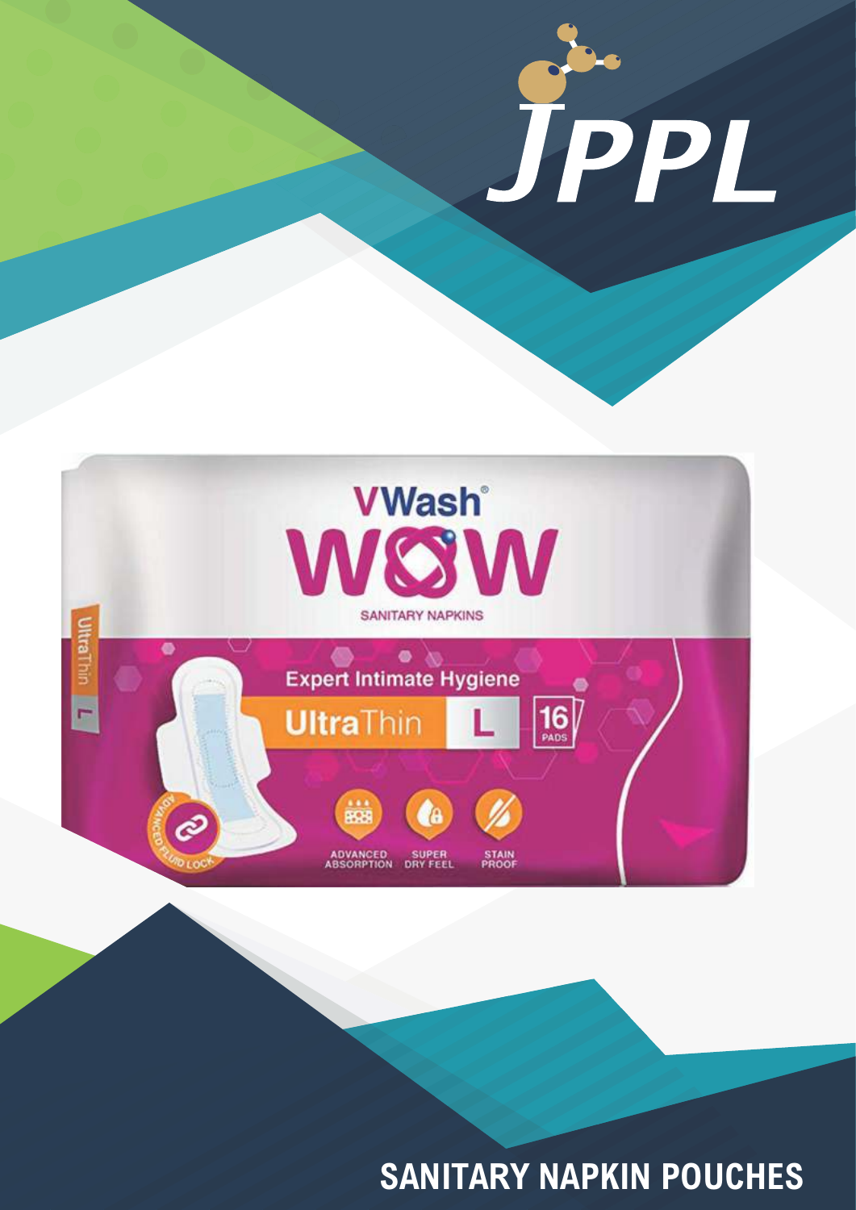# JPPL

VWash®

WOW

SANITARY NAPKINS

Expert Intimate Hygiene

UltraThin L

16 PADS

ADVANCED ABSORPTION

SUPER DRY FEEL

STAIN PROOF

ADVANCED FLUID LOCK

UltraThin L

## SANITARY NAPKIN POUCHES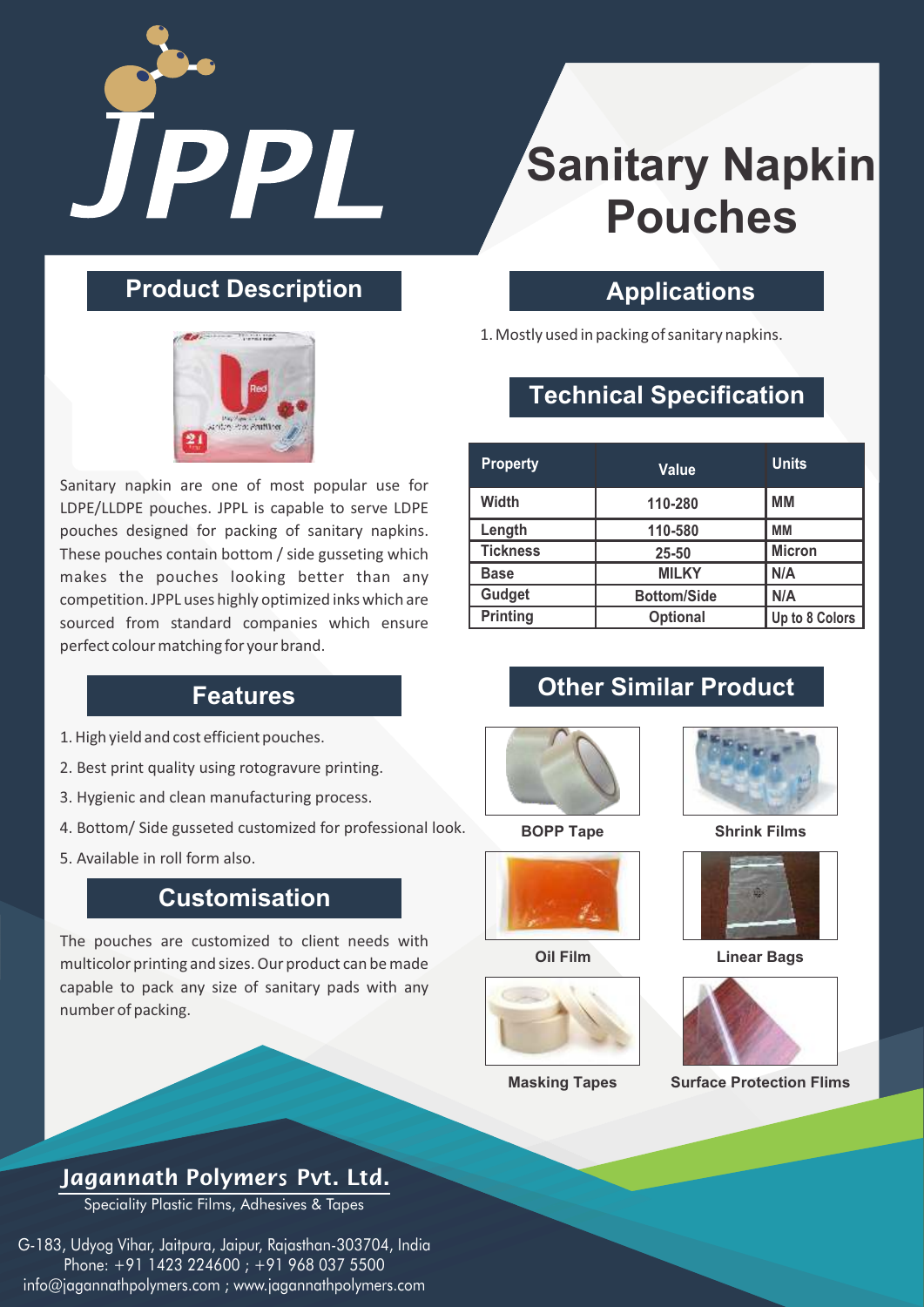# JPPL

# Sanitary Napkin Pouches

## Product Description

Sanitary napkin are one of most popular use for LDPE/LLDPE pouches. JPPL is capable to serve LDPE pouches designed for packing of sanitary napkins. These pouches contain bottom / side gusseting which makes the pouches looking better than any competition. JPPL uses highly optimized inks which are sourced from standard companies which ensure perfect colour matching for your brand.

## Features

1. High yield and cost efficient pouches.
2. Best print quality using rotogravure printing.
3. Hygienic and clean manufacturing process.
4. Bottom/ Side gusseted customized for professional look.
5. Available in roll form also.

## Customisation

The pouches are customized to client needs with multicolor printing and sizes. Our product can be made capable to pack any size of sanitary pads with any number of packing.

## Applications

1. Mostly used in packing of sanitary napkins.

## Technical Specification

| Property | Value | Units |
|---|---|---|
| Width | 110-280 | MM |
| Length | 110-580 | MM |
| Tickness | 25-50 | Micron |
| Base | MILKY | N/A |
| Gudget | Bottom/Side | N/A |
| Printing | Optional | Up to 8 Colors |

## Other Similar Product

BOPP Tape

Shrink Films

Oil Film

Linear Bags

Masking Tapes

Surface Protection Flims

**Jagannath Polymers Pvt. Ltd.**

Speciality Plastic Films, Adhesives & Tapes

G-183, Udyog Vihar, Jaitpura, Jaipur, Rajasthan-303704, India
Phone: +91 1423 224600 ; +91 968 037 5500
info@jagannathpolymers.com ; www.jagannathpolymers.com